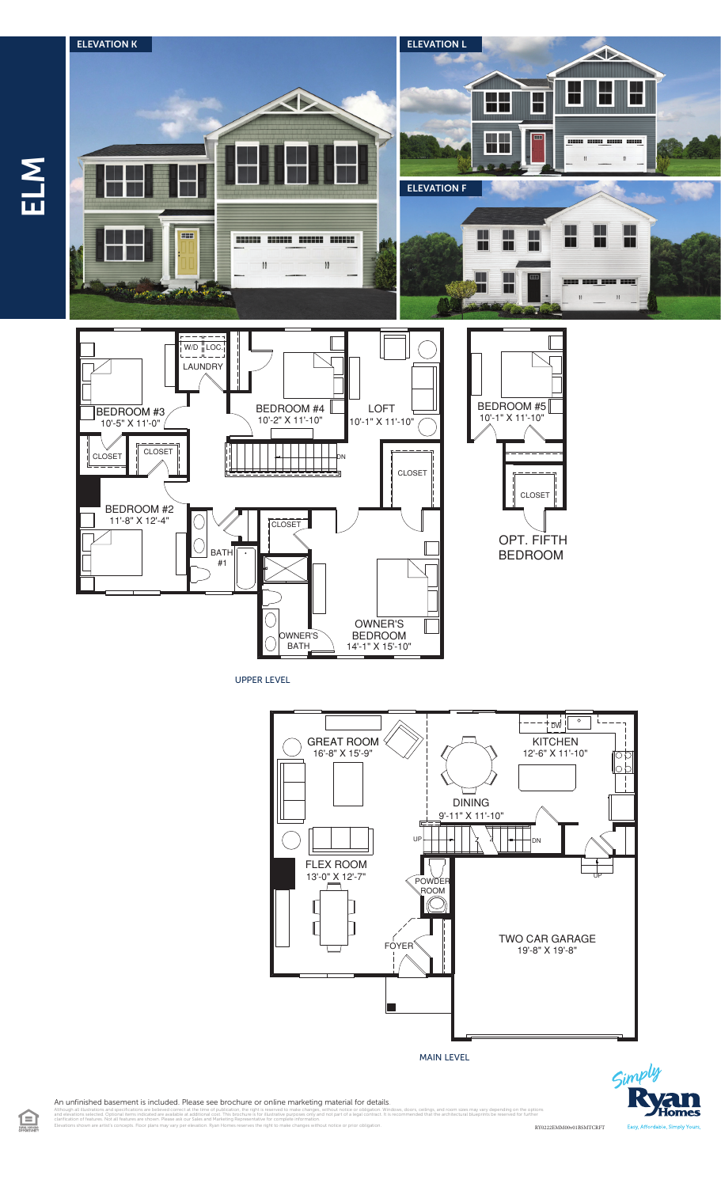# ELM

**ELEVATION K**

**ELEVATION L**

**ELEVATION F**

## UPPER LEVEL

- W/D
- LOC.
- LAUNDRY
- BEDROOM #3 — 10'-5" X 11'-0"
- CLOSET
- CLOSET
- BEDROOM #4 — 10'-2" X 11'-10"
- LOFT — 10'-1" X 11'-10"
- DN
- CLOSET
- BEDROOM #2 — 11'-8" X 12'-4"
- BATH #1
- CLOSET
- OWNER'S BATH
- OWNER'S BEDROOM — 14'-1" X 15'-10"

### OPT. FIFTH BEDROOM

- BEDROOM #5 — 10'-1" X 11'-10"
- CLOSET

## MAIN LEVEL

- GREAT ROOM — 16'-8" X 15'-9"
- KITCHEN — 12'-6" X 11'-10"
- DW
- DINING — 9'-11" X 11'-10"
- UP
- DN
- FLEX ROOM — 13'-0" X 12'-7"
- POWDER ROOM
- UP
- FOYER
- TWO CAR GARAGE — 19'-8" X 19'-8"

An unfinished basement is included. Please see brochure or online marketing material for details.

Although all illustrations and specifications are believed correct at the time of publication, the right is reserved to make changes, without notice or obligation. Windows, doors, ceilings, and room sizes may vary depending on the options and elevations selected. Optional items indicated are available at additional cost. This brochure is for illustrative purposes only and not part of a legal contract. It is recommended that the architectural blueprints be reserved for further clarification of features. Not all features are shown. Please ask our Sales and Marketing Representative for complete information. Elevations shown are artist's concepts. Floor plans may vary per elevation. Ryan Homes reserves the right to make changes without notice or prior obligation.

RY0222EMM00v01BSMTCRFT

Simply Ryan Homes — Easy, Affordable, Simply Yours.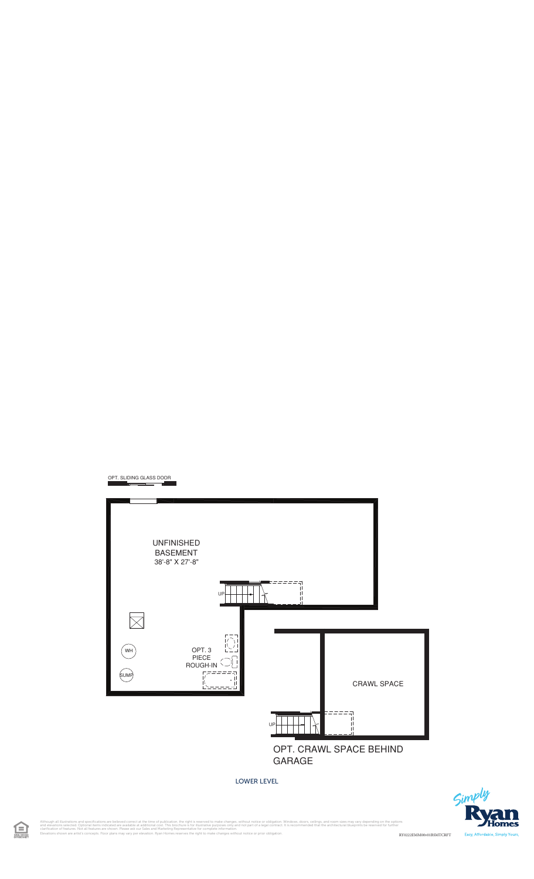OPT. SLIDING GLASS DOOR

UNFINISHED
BASEMENT
38'-8" X 27'-8"

UP

WH

SUMP

OPT. 3
PIECE
ROUGH-IN

CRAWL SPACE

UP

OPT. CRAWL SPACE BEHIND
GARAGE

LOWER LEVEL

Although all illustrations and specifications are believed correct at the time of publication, the right is reserved to make changes, without notice or obligation. Windows, doors, ceilings, and room sizes may vary depending on the options and elevations selected. Optional items indicated are available at additional cost. This brochure is for illustrative purposes only and not part of a legal contract. It is recommended that the architectural blueprints be reviewed for further clarification of features. Not all features are shown. Please ask our Sales and Marketing Representative for complete information.
Elevations shown are artist's concepts. Floor plans may vary per elevation. Ryan Homes reserves the right to make changes without notice or prior obligation.

RY0222EMM00v01BSMTCRFT

Simply Ryan Homes
Easy, Affordable, Simply Yours.